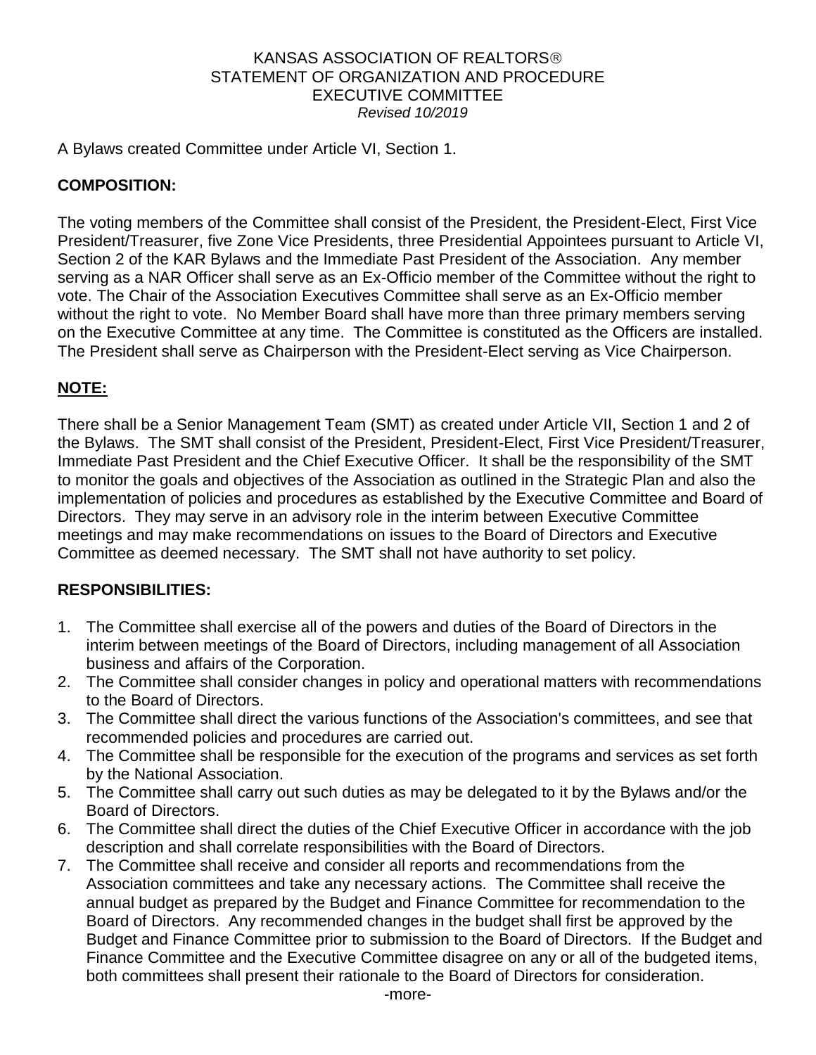# KANSAS ASSOCIATION OF REALTORS®
## STATEMENT OF ORGANIZATION AND PROCEDURE
## EXECUTIVE COMMITTEE
*Revised 10/2019*

A Bylaws created Committee under Article VI, Section 1.

**COMPOSITION:**

The voting members of the Committee shall consist of the President, the President-Elect, First Vice President/Treasurer, five Zone Vice Presidents, three Presidential Appointees pursuant to Article VI, Section 2 of the KAR Bylaws and the Immediate Past President of the Association. Any member serving as a NAR Officer shall serve as an Ex-Officio member of the Committee without the right to vote. The Chair of the Association Executives Committee shall serve as an Ex-Officio member without the right to vote. No Member Board shall have more than three primary members serving on the Executive Committee at any time. The Committee is constituted as the Officers are installed. The President shall serve as Chairperson with the President-Elect serving as Vice Chairperson.

**NOTE:**

There shall be a Senior Management Team (SMT) as created under Article VII, Section 1 and 2 of the Bylaws. The SMT shall consist of the President, President-Elect, First Vice President/Treasurer, Immediate Past President and the Chief Executive Officer. It shall be the responsibility of the SMT to monitor the goals and objectives of the Association as outlined in the Strategic Plan and also the implementation of policies and procedures as established by the Executive Committee and Board of Directors. They may serve in an advisory role in the interim between Executive Committee meetings and may make recommendations on issues to the Board of Directors and Executive Committee as deemed necessary. The SMT shall not have authority to set policy.

**RESPONSIBILITIES:**

1. The Committee shall exercise all of the powers and duties of the Board of Directors in the interim between meetings of the Board of Directors, including management of all Association business and affairs of the Corporation.
2. The Committee shall consider changes in policy and operational matters with recommendations to the Board of Directors.
3. The Committee shall direct the various functions of the Association's committees, and see that recommended policies and procedures are carried out.
4. The Committee shall be responsible for the execution of the programs and services as set forth by the National Association.
5. The Committee shall carry out such duties as may be delegated to it by the Bylaws and/or the Board of Directors.
6. The Committee shall direct the duties of the Chief Executive Officer in accordance with the job description and shall correlate responsibilities with the Board of Directors.
7. The Committee shall receive and consider all reports and recommendations from the Association committees and take any necessary actions. The Committee shall receive the annual budget as prepared by the Budget and Finance Committee for recommendation to the Board of Directors. Any recommended changes in the budget shall first be approved by the Budget and Finance Committee prior to submission to the Board of Directors. If the Budget and Finance Committee and the Executive Committee disagree on any or all of the budgeted items, both committees shall present their rationale to the Board of Directors for consideration.

-more-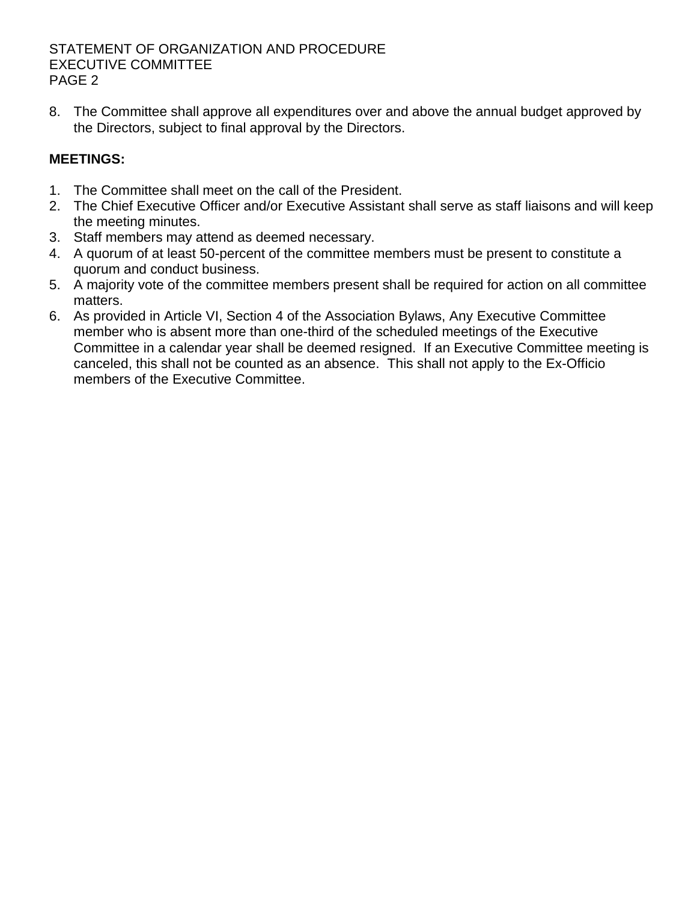8. The Committee shall approve all expenditures over and above the annual budget approved by the Directors, subject to final approval by the Directors.

**MEETINGS:**

1. The Committee shall meet on the call of the President.
2. The Chief Executive Officer and/or Executive Assistant shall serve as staff liaisons and will keep the meeting minutes.
3. Staff members may attend as deemed necessary.
4. A quorum of at least 50-percent of the committee members must be present to constitute a quorum and conduct business.
5. A majority vote of the committee members present shall be required for action on all committee matters.
6. As provided in Article VI, Section 4 of the Association Bylaws, Any Executive Committee member who is absent more than one-third of the scheduled meetings of the Executive Committee in a calendar year shall be deemed resigned. If an Executive Committee meeting is canceled, this shall not be counted as an absence. This shall not apply to the Ex-Officio members of the Executive Committee.